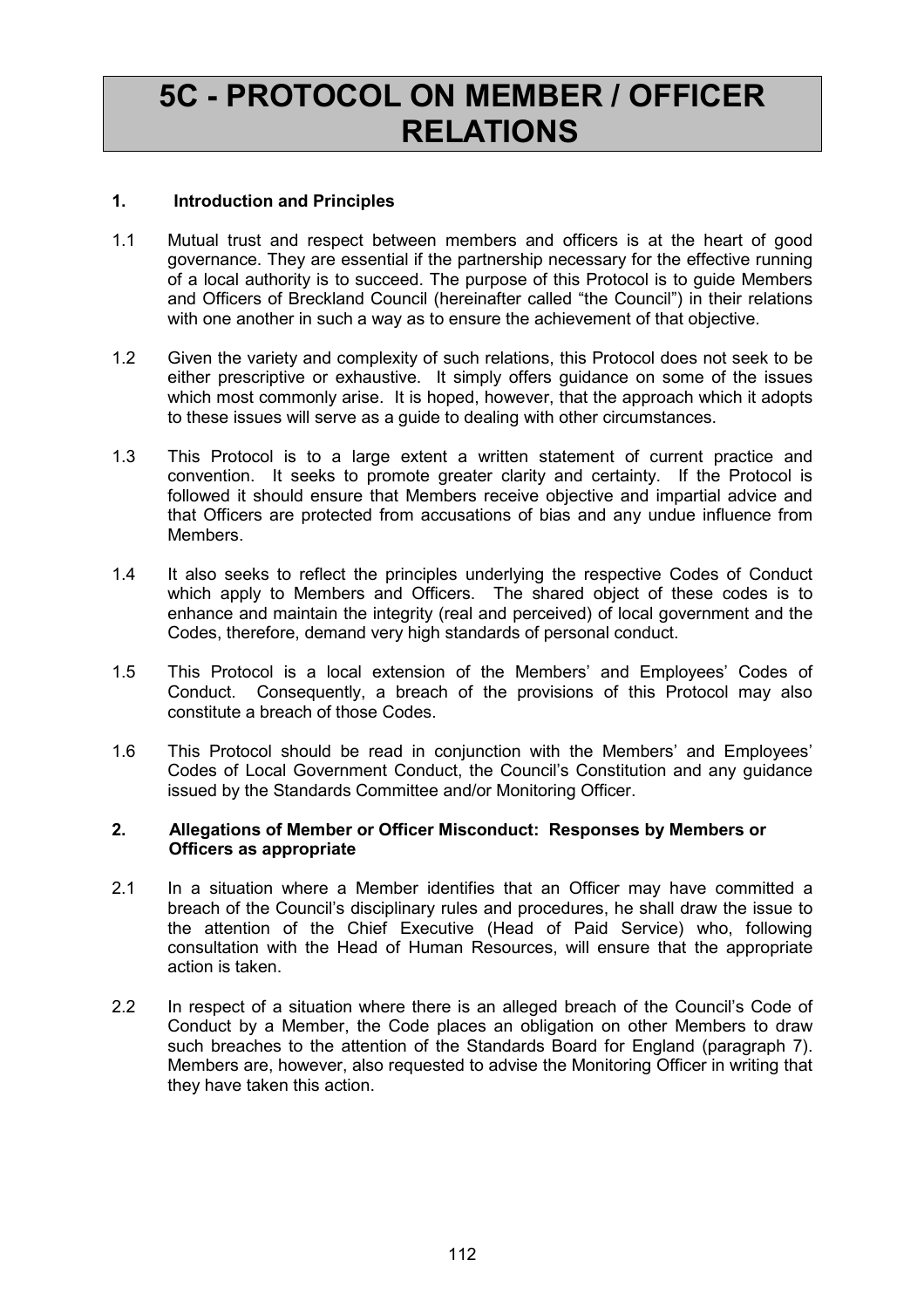# 5C - PROTOCOL ON MEMBER / OFFICER RELATIONS

## 1. Introduction and Principles

1.1 Mutual trust and respect between members and officers is at the heart of good governance. They are essential if the partnership necessary for the effective running of a local authority is to succeed. The purpose of this Protocol is to guide Members and Officers of Breckland Council (hereinafter called "the Council") in their relations with one another in such a way as to ensure the achievement of that objective.

1.2 Given the variety and complexity of such relations, this Protocol does not seek to be either prescriptive or exhaustive. It simply offers guidance on some of the issues which most commonly arise. It is hoped, however, that the approach which it adopts to these issues will serve as a guide to dealing with other circumstances.

1.3 This Protocol is to a large extent a written statement of current practice and convention. It seeks to promote greater clarity and certainty. If the Protocol is followed it should ensure that Members receive objective and impartial advice and that Officers are protected from accusations of bias and any undue influence from Members.

1.4 It also seeks to reflect the principles underlying the respective Codes of Conduct which apply to Members and Officers. The shared object of these codes is to enhance and maintain the integrity (real and perceived) of local government and the Codes, therefore, demand very high standards of personal conduct.

1.5 This Protocol is a local extension of the Members' and Employees' Codes of Conduct. Consequently, a breach of the provisions of this Protocol may also constitute a breach of those Codes.

1.6 This Protocol should be read in conjunction with the Members' and Employees' Codes of Local Government Conduct, the Council's Constitution and any guidance issued by the Standards Committee and/or Monitoring Officer.

## 2. Allegations of Member or Officer Misconduct: Responses by Members or Officers as appropriate

2.1 In a situation where a Member identifies that an Officer may have committed a breach of the Council's disciplinary rules and procedures, he shall draw the issue to the attention of the Chief Executive (Head of Paid Service) who, following consultation with the Head of Human Resources, will ensure that the appropriate action is taken.

2.2 In respect of a situation where there is an alleged breach of the Council's Code of Conduct by a Member, the Code places an obligation on other Members to draw such breaches to the attention of the Standards Board for England (paragraph 7). Members are, however, also requested to advise the Monitoring Officer in writing that they have taken this action.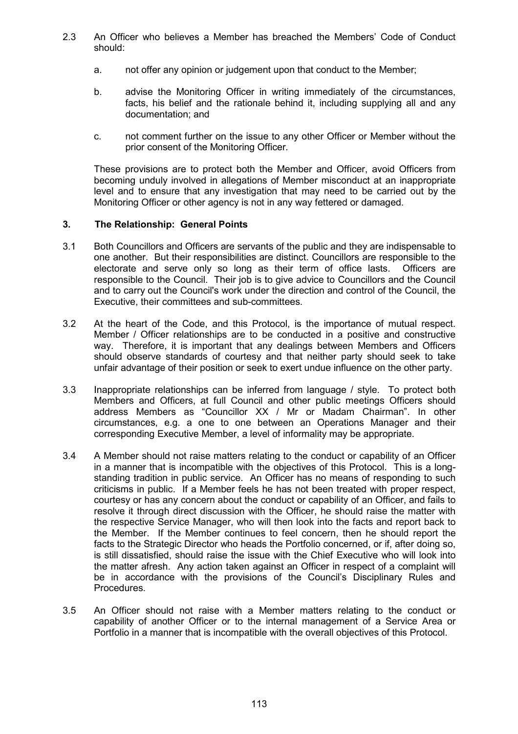2.3 An Officer who believes a Member has breached the Members' Code of Conduct should:

   a. not offer any opinion or judgement upon that conduct to the Member;

   b. advise the Monitoring Officer in writing immediately of the circumstances, facts, his belief and the rationale behind it, including supplying all and any documentation; and

   c. not comment further on the issue to any other Officer or Member without the prior consent of the Monitoring Officer.

These provisions are to protect both the Member and Officer, avoid Officers from becoming unduly involved in allegations of Member misconduct at an inappropriate level and to ensure that any investigation that may need to be carried out by the Monitoring Officer or other agency is not in any way fettered or damaged.

### 3. The Relationship: General Points

3.1 Both Councillors and Officers are servants of the public and they are indispensable to one another. But their responsibilities are distinct. Councillors are responsible to the electorate and serve only so long as their term of office lasts. Officers are responsible to the Council. Their job is to give advice to Councillors and the Council and to carry out the Council's work under the direction and control of the Council, the Executive, their committees and sub-committees.

3.2 At the heart of the Code, and this Protocol, is the importance of mutual respect. Member / Officer relationships are to be conducted in a positive and constructive way. Therefore, it is important that any dealings between Members and Officers should observe standards of courtesy and that neither party should seek to take unfair advantage of their position or seek to exert undue influence on the other party.

3.3 Inappropriate relationships can be inferred from language / style. To protect both Members and Officers, at full Council and other public meetings Officers should address Members as "Councillor XX / Mr or Madam Chairman". In other circumstances, e.g. a one to one between an Operations Manager and their corresponding Executive Member, a level of informality may be appropriate.

3.4 A Member should not raise matters relating to the conduct or capability of an Officer in a manner that is incompatible with the objectives of this Protocol. This is a long-standing tradition in public service. An Officer has no means of responding to such criticisms in public. If a Member feels he has not been treated with proper respect, courtesy or has any concern about the conduct or capability of an Officer, and fails to resolve it through direct discussion with the Officer, he should raise the matter with the respective Service Manager, who will then look into the facts and report back to the Member. If the Member continues to feel concern, then he should report the facts to the Strategic Director who heads the Portfolio concerned, or if, after doing so, is still dissatisfied, should raise the issue with the Chief Executive who will look into the matter afresh. Any action taken against an Officer in respect of a complaint will be in accordance with the provisions of the Council's Disciplinary Rules and Procedures.

3.5 An Officer should not raise with a Member matters relating to the conduct or capability of another Officer or to the internal management of a Service Area or Portfolio in a manner that is incompatible with the overall objectives of this Protocol.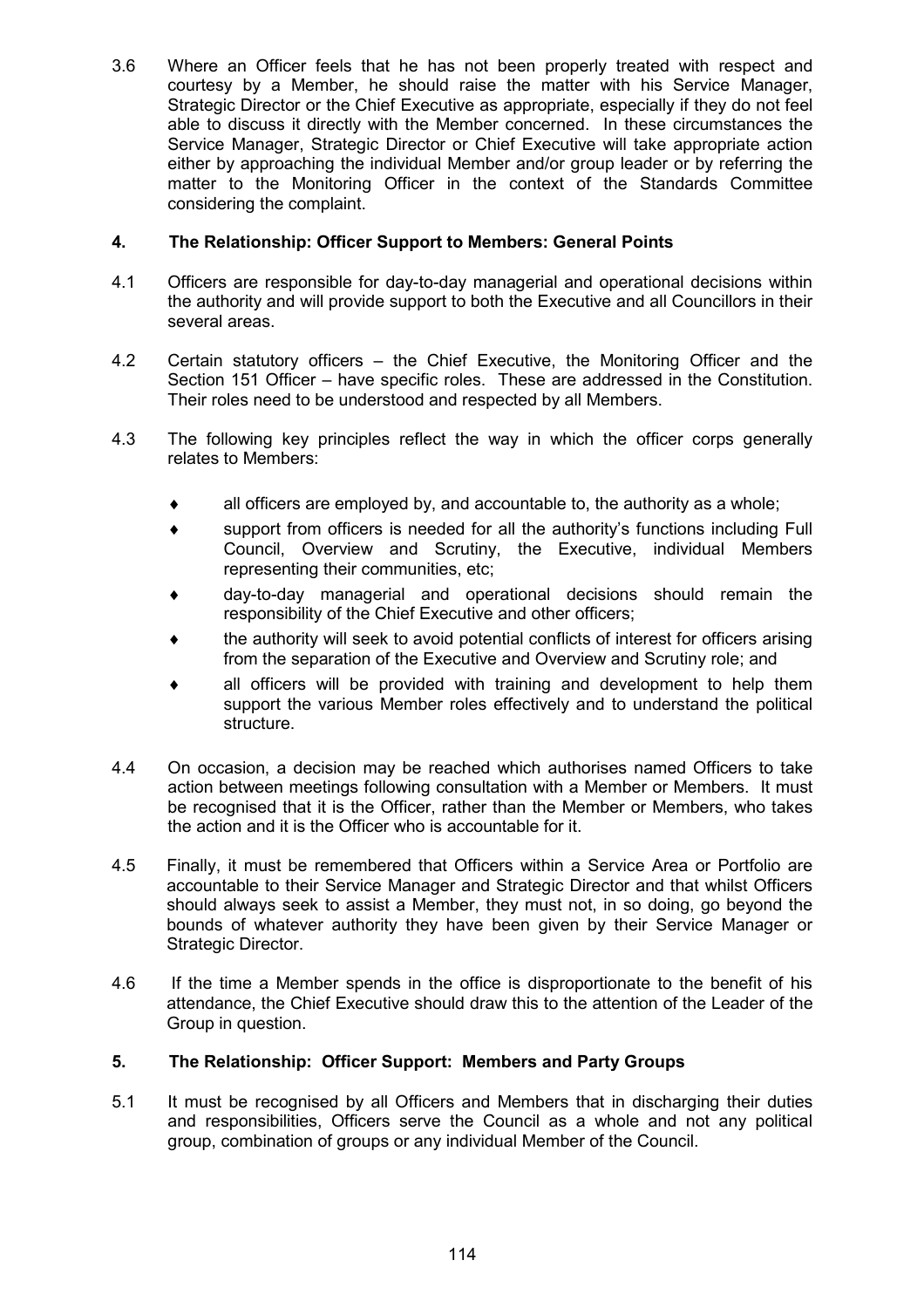3.6 Where an Officer feels that he has not been properly treated with respect and courtesy by a Member, he should raise the matter with his Service Manager, Strategic Director or the Chief Executive as appropriate, especially if they do not feel able to discuss it directly with the Member concerned. In these circumstances the Service Manager, Strategic Director or Chief Executive will take appropriate action either by approaching the individual Member and/or group leader or by referring the matter to the Monitoring Officer in the context of the Standards Committee considering the complaint.

## 4. The Relationship: Officer Support to Members: General Points

4.1 Officers are responsible for day-to-day managerial and operational decisions within the authority and will provide support to both the Executive and all Councillors in their several areas.

4.2 Certain statutory officers – the Chief Executive, the Monitoring Officer and the Section 151 Officer – have specific roles. These are addressed in the Constitution. Their roles need to be understood and respected by all Members.

4.3 The following key principles reflect the way in which the officer corps generally relates to Members:

- all officers are employed by, and accountable to, the authority as a whole;
- support from officers is needed for all the authority's functions including Full Council, Overview and Scrutiny, the Executive, individual Members representing their communities, etc;
- day-to-day managerial and operational decisions should remain the responsibility of the Chief Executive and other officers;
- the authority will seek to avoid potential conflicts of interest for officers arising from the separation of the Executive and Overview and Scrutiny role; and
- all officers will be provided with training and development to help them support the various Member roles effectively and to understand the political structure.

4.4 On occasion, a decision may be reached which authorises named Officers to take action between meetings following consultation with a Member or Members. It must be recognised that it is the Officer, rather than the Member or Members, who takes the action and it is the Officer who is accountable for it.

4.5 Finally, it must be remembered that Officers within a Service Area or Portfolio are accountable to their Service Manager and Strategic Director and that whilst Officers should always seek to assist a Member, they must not, in so doing, go beyond the bounds of whatever authority they have been given by their Service Manager or Strategic Director.

4.6 If the time a Member spends in the office is disproportionate to the benefit of his attendance, the Chief Executive should draw this to the attention of the Leader of the Group in question.

## 5. The Relationship: Officer Support: Members and Party Groups

5.1 It must be recognised by all Officers and Members that in discharging their duties and responsibilities, Officers serve the Council as a whole and not any political group, combination of groups or any individual Member of the Council.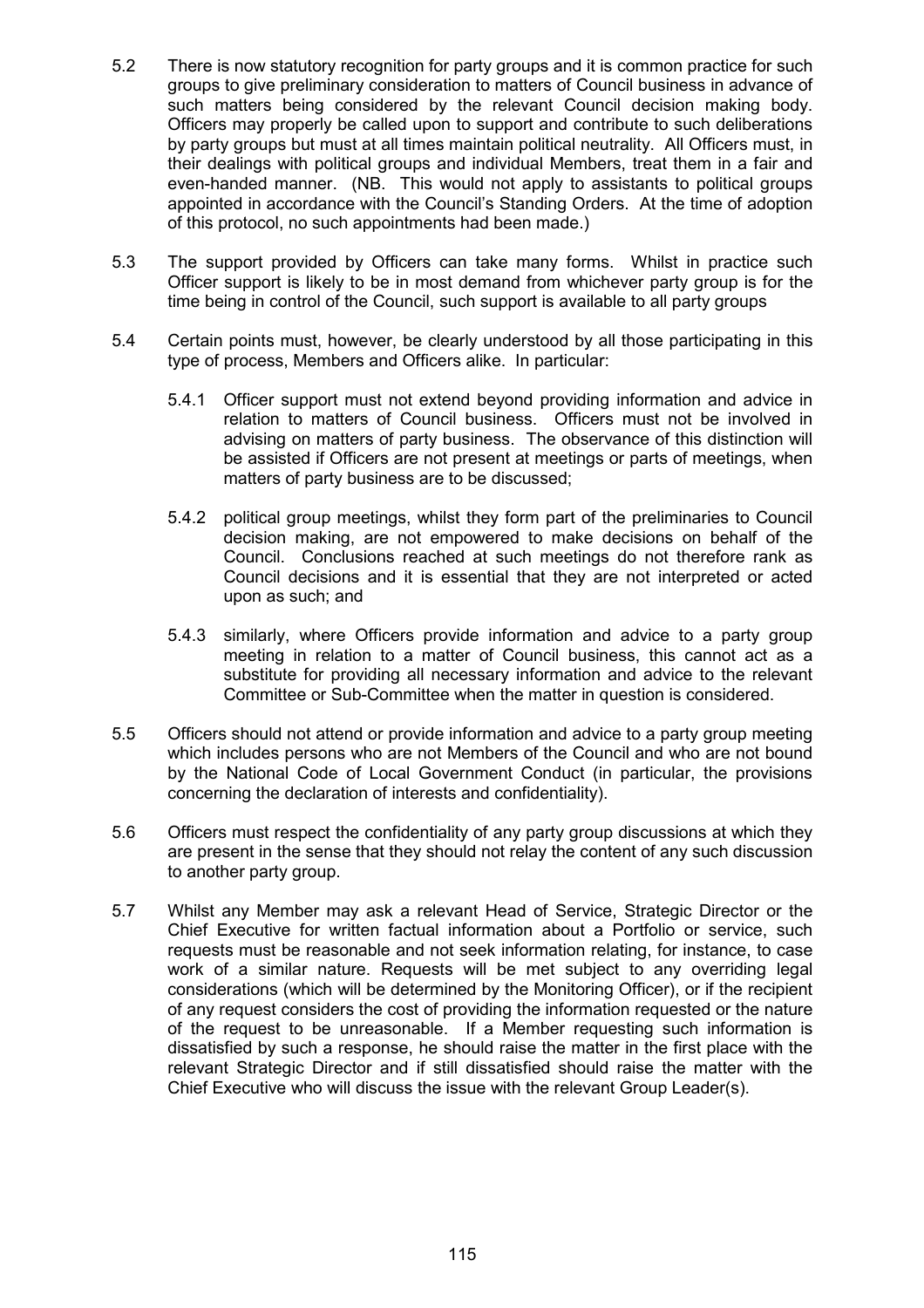5.2 There is now statutory recognition for party groups and it is common practice for such groups to give preliminary consideration to matters of Council business in advance of such matters being considered by the relevant Council decision making body. Officers may properly be called upon to support and contribute to such deliberations by party groups but must at all times maintain political neutrality. All Officers must, in their dealings with political groups and individual Members, treat them in a fair and even-handed manner. (NB. This would not apply to assistants to political groups appointed in accordance with the Council's Standing Orders. At the time of adoption of this protocol, no such appointments had been made.)

5.3 The support provided by Officers can take many forms. Whilst in practice such Officer support is likely to be in most demand from whichever party group is for the time being in control of the Council, such support is available to all party groups

5.4 Certain points must, however, be clearly understood by all those participating in this type of process, Members and Officers alike. In particular:

5.4.1 Officer support must not extend beyond providing information and advice in relation to matters of Council business. Officers must not be involved in advising on matters of party business. The observance of this distinction will be assisted if Officers are not present at meetings or parts of meetings, when matters of party business are to be discussed;

5.4.2 political group meetings, whilst they form part of the preliminaries to Council decision making, are not empowered to make decisions on behalf of the Council. Conclusions reached at such meetings do not therefore rank as Council decisions and it is essential that they are not interpreted or acted upon as such; and

5.4.3 similarly, where Officers provide information and advice to a party group meeting in relation to a matter of Council business, this cannot act as a substitute for providing all necessary information and advice to the relevant Committee or Sub-Committee when the matter in question is considered.

5.5 Officers should not attend or provide information and advice to a party group meeting which includes persons who are not Members of the Council and who are not bound by the National Code of Local Government Conduct (in particular, the provisions concerning the declaration of interests and confidentiality).

5.6 Officers must respect the confidentiality of any party group discussions at which they are present in the sense that they should not relay the content of any such discussion to another party group.

5.7 Whilst any Member may ask a relevant Head of Service, Strategic Director or the Chief Executive for written factual information about a Portfolio or service, such requests must be reasonable and not seek information relating, for instance, to case work of a similar nature. Requests will be met subject to any overriding legal considerations (which will be determined by the Monitoring Officer), or if the recipient of any request considers the cost of providing the information requested or the nature of the request to be unreasonable. If a Member requesting such information is dissatisfied by such a response, he should raise the matter in the first place with the relevant Strategic Director and if still dissatisfied should raise the matter with the Chief Executive who will discuss the issue with the relevant Group Leader(s).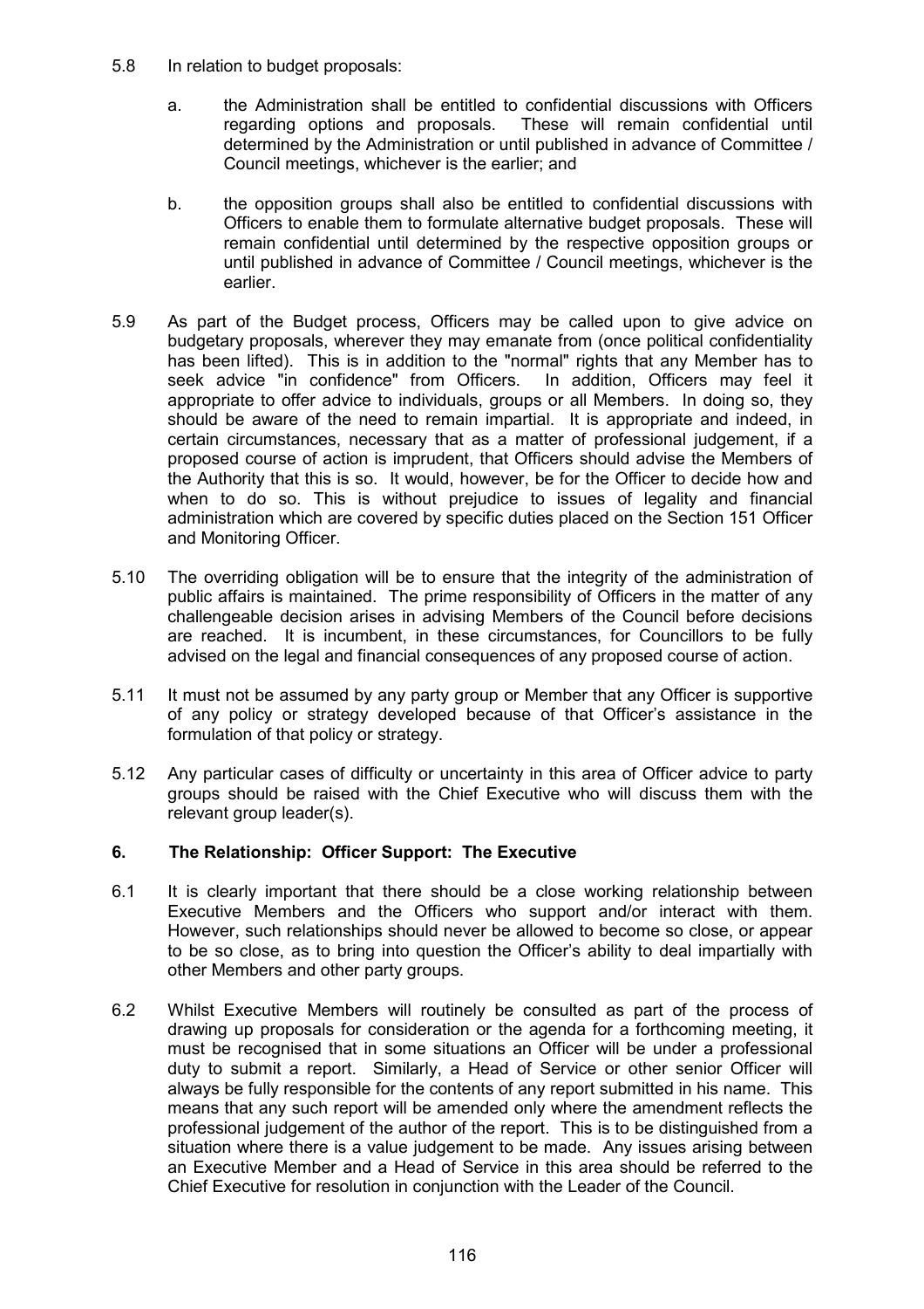5.8 In relation to budget proposals:

a. the Administration shall be entitled to confidential discussions with Officers regarding options and proposals. These will remain confidential until determined by the Administration or until published in advance of Committee / Council meetings, whichever is the earlier; and

b. the opposition groups shall also be entitled to confidential discussions with Officers to enable them to formulate alternative budget proposals. These will remain confidential until determined by the respective opposition groups or until published in advance of Committee / Council meetings, whichever is the earlier.

5.9 As part of the Budget process, Officers may be called upon to give advice on budgetary proposals, wherever they may emanate from (once political confidentiality has been lifted). This is in addition to the "normal" rights that any Member has to seek advice "in confidence" from Officers. In addition, Officers may feel it appropriate to offer advice to individuals, groups or all Members. In doing so, they should be aware of the need to remain impartial. It is appropriate and indeed, in certain circumstances, necessary that as a matter of professional judgement, if a proposed course of action is imprudent, that Officers should advise the Members of the Authority that this is so. It would, however, be for the Officer to decide how and when to do so. This is without prejudice to issues of legality and financial administration which are covered by specific duties placed on the Section 151 Officer and Monitoring Officer.

5.10 The overriding obligation will be to ensure that the integrity of the administration of public affairs is maintained. The prime responsibility of Officers in the matter of any challengeable decision arises in advising Members of the Council before decisions are reached. It is incumbent, in these circumstances, for Councillors to be fully advised on the legal and financial consequences of any proposed course of action.

5.11 It must not be assumed by any party group or Member that any Officer is supportive of any policy or strategy developed because of that Officer's assistance in the formulation of that policy or strategy.

5.12 Any particular cases of difficulty or uncertainty in this area of Officer advice to party groups should be raised with the Chief Executive who will discuss them with the relevant group leader(s).

## 6. The Relationship: Officer Support: The Executive

6.1 It is clearly important that there should be a close working relationship between Executive Members and the Officers who support and/or interact with them. However, such relationships should never be allowed to become so close, or appear to be so close, as to bring into question the Officer's ability to deal impartially with other Members and other party groups.

6.2 Whilst Executive Members will routinely be consulted as part of the process of drawing up proposals for consideration or the agenda for a forthcoming meeting, it must be recognised that in some situations an Officer will be under a professional duty to submit a report. Similarly, a Head of Service or other senior Officer will always be fully responsible for the contents of any report submitted in his name. This means that any such report will be amended only where the amendment reflects the professional judgement of the author of the report. This is to be distinguished from a situation where there is a value judgement to be made. Any issues arising between an Executive Member and a Head of Service in this area should be referred to the Chief Executive for resolution in conjunction with the Leader of the Council.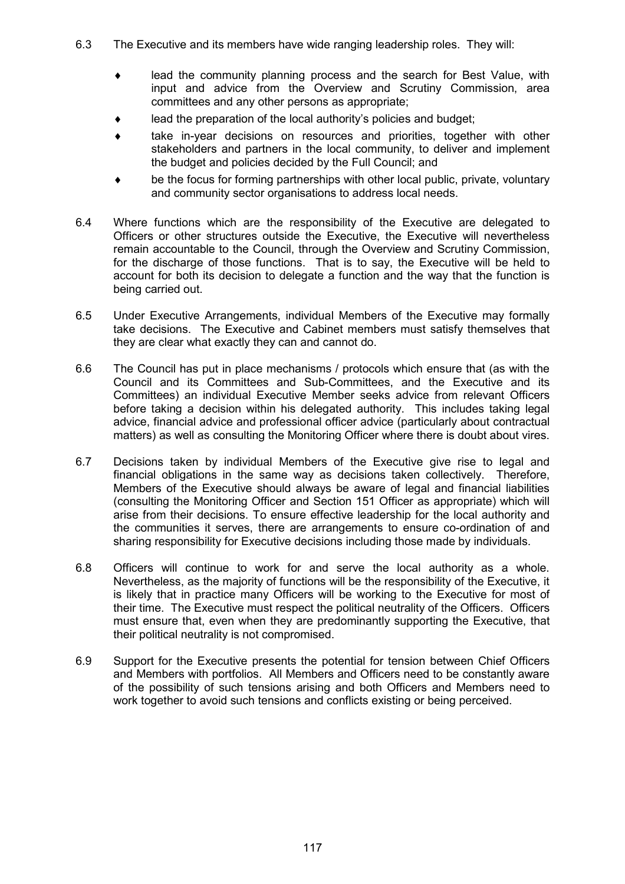6.3 The Executive and its members have wide ranging leadership roles. They will:

- lead the community planning process and the search for Best Value, with input and advice from the Overview and Scrutiny Commission, area committees and any other persons as appropriate;
- lead the preparation of the local authority's policies and budget;
- take in-year decisions on resources and priorities, together with other stakeholders and partners in the local community, to deliver and implement the budget and policies decided by the Full Council; and
- be the focus for forming partnerships with other local public, private, voluntary and community sector organisations to address local needs.

6.4 Where functions which are the responsibility of the Executive are delegated to Officers or other structures outside the Executive, the Executive will nevertheless remain accountable to the Council, through the Overview and Scrutiny Commission, for the discharge of those functions. That is to say, the Executive will be held to account for both its decision to delegate a function and the way that the function is being carried out.

6.5 Under Executive Arrangements, individual Members of the Executive may formally take decisions. The Executive and Cabinet members must satisfy themselves that they are clear what exactly they can and cannot do.

6.6 The Council has put in place mechanisms / protocols which ensure that (as with the Council and its Committees and Sub-Committees, and the Executive and its Committees) an individual Executive Member seeks advice from relevant Officers before taking a decision within his delegated authority. This includes taking legal advice, financial advice and professional officer advice (particularly about contractual matters) as well as consulting the Monitoring Officer where there is doubt about vires.

6.7 Decisions taken by individual Members of the Executive give rise to legal and financial obligations in the same way as decisions taken collectively. Therefore, Members of the Executive should always be aware of legal and financial liabilities (consulting the Monitoring Officer and Section 151 Officer as appropriate) which will arise from their decisions. To ensure effective leadership for the local authority and the communities it serves, there are arrangements to ensure co-ordination of and sharing responsibility for Executive decisions including those made by individuals.

6.8 Officers will continue to work for and serve the local authority as a whole. Nevertheless, as the majority of functions will be the responsibility of the Executive, it is likely that in practice many Officers will be working to the Executive for most of their time. The Executive must respect the political neutrality of the Officers. Officers must ensure that, even when they are predominantly supporting the Executive, that their political neutrality is not compromised.

6.9 Support for the Executive presents the potential for tension between Chief Officers and Members with portfolios. All Members and Officers need to be constantly aware of the possibility of such tensions arising and both Officers and Members need to work together to avoid such tensions and conflicts existing or being perceived.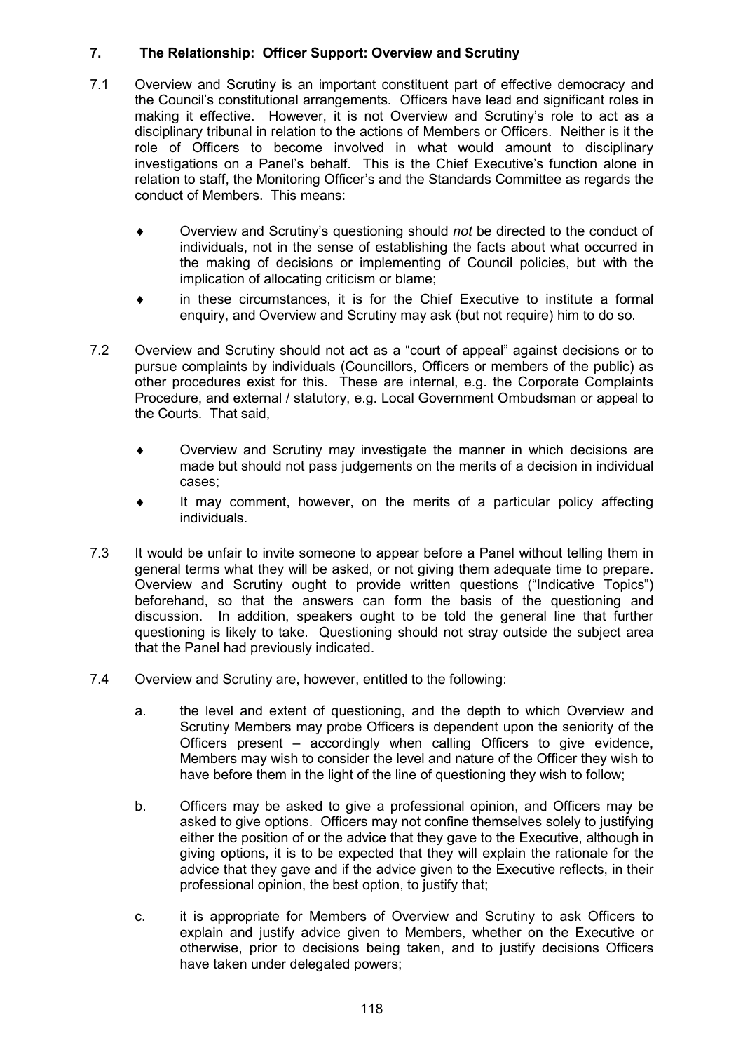## 7. The Relationship: Officer Support: Overview and Scrutiny

7.1 Overview and Scrutiny is an important constituent part of effective democracy and the Council's constitutional arrangements. Officers have lead and significant roles in making it effective. However, it is not Overview and Scrutiny's role to act as a disciplinary tribunal in relation to the actions of Members or Officers. Neither is it the role of Officers to become involved in what would amount to disciplinary investigations on a Panel's behalf. This is the Chief Executive's function alone in relation to staff, the Monitoring Officer's and the Standards Committee as regards the conduct of Members. This means:

- Overview and Scrutiny's questioning should *not* be directed to the conduct of individuals, not in the sense of establishing the facts about what occurred in the making of decisions or implementing of Council policies, but with the implication of allocating criticism or blame;
- in these circumstances, it is for the Chief Executive to institute a formal enquiry, and Overview and Scrutiny may ask (but not require) him to do so.

7.2 Overview and Scrutiny should not act as a "court of appeal" against decisions or to pursue complaints by individuals (Councillors, Officers or members of the public) as other procedures exist for this. These are internal, e.g. the Corporate Complaints Procedure, and external / statutory, e.g. Local Government Ombudsman or appeal to the Courts. That said,

- Overview and Scrutiny may investigate the manner in which decisions are made but should not pass judgements on the merits of a decision in individual cases;
- It may comment, however, on the merits of a particular policy affecting individuals.

7.3 It would be unfair to invite someone to appear before a Panel without telling them in general terms what they will be asked, or not giving them adequate time to prepare. Overview and Scrutiny ought to provide written questions ("Indicative Topics") beforehand, so that the answers can form the basis of the questioning and discussion. In addition, speakers ought to be told the general line that further questioning is likely to take. Questioning should not stray outside the subject area that the Panel had previously indicated.

7.4 Overview and Scrutiny are, however, entitled to the following:

a. the level and extent of questioning, and the depth to which Overview and Scrutiny Members may probe Officers is dependent upon the seniority of the Officers present – accordingly when calling Officers to give evidence, Members may wish to consider the level and nature of the Officer they wish to have before them in the light of the line of questioning they wish to follow;

b. Officers may be asked to give a professional opinion, and Officers may be asked to give options. Officers may not confine themselves solely to justifying either the position of or the advice that they gave to the Executive, although in giving options, it is to be expected that they will explain the rationale for the advice that they gave and if the advice given to the Executive reflects, in their professional opinion, the best option, to justify that;

c. it is appropriate for Members of Overview and Scrutiny to ask Officers to explain and justify advice given to Members, whether on the Executive or otherwise, prior to decisions being taken, and to justify decisions Officers have taken under delegated powers;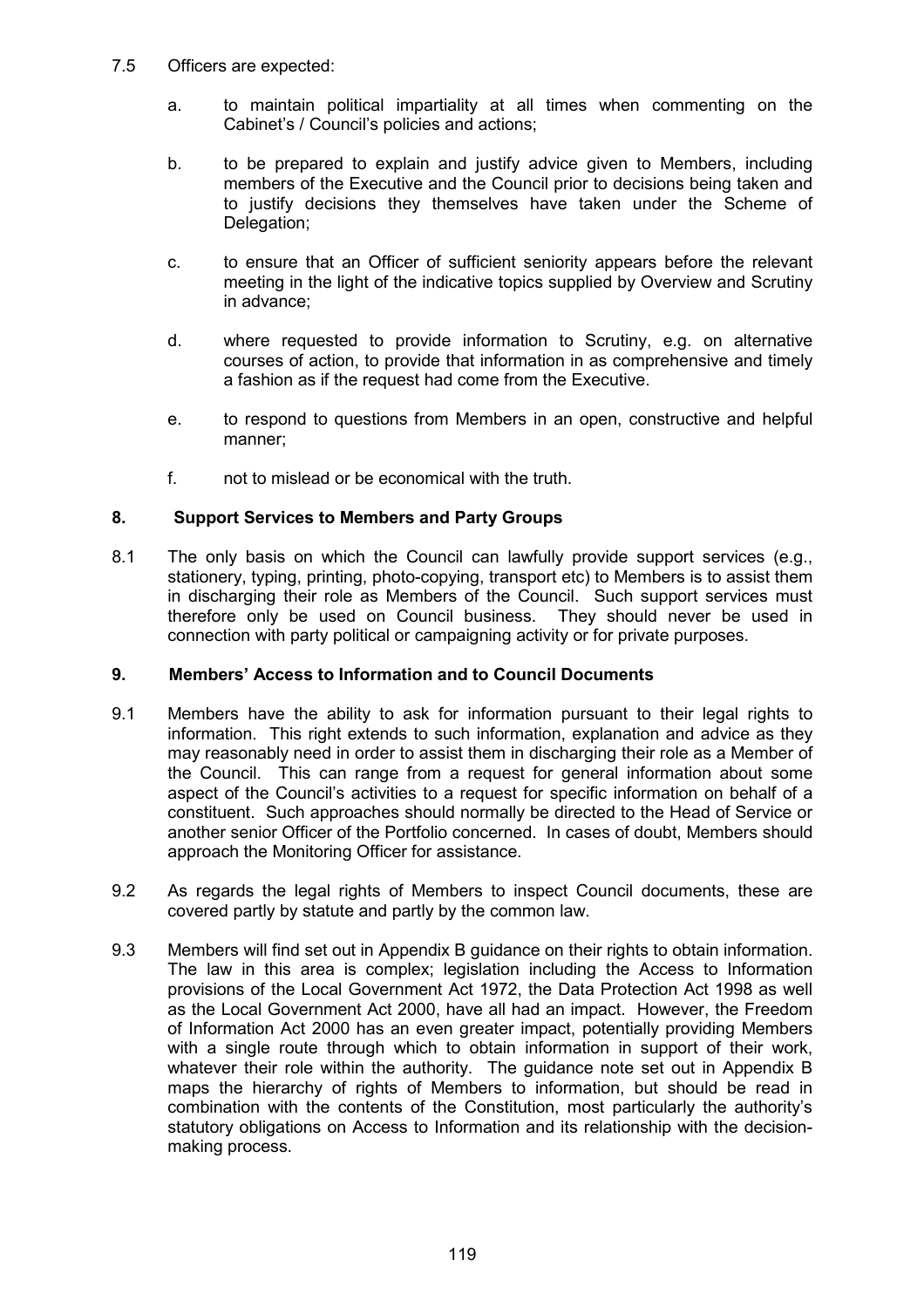7.5 Officers are expected:

a. to maintain political impartiality at all times when commenting on the Cabinet's / Council's policies and actions;

b. to be prepared to explain and justify advice given to Members, including members of the Executive and the Council prior to decisions being taken and to justify decisions they themselves have taken under the Scheme of Delegation;

c. to ensure that an Officer of sufficient seniority appears before the relevant meeting in the light of the indicative topics supplied by Overview and Scrutiny in advance;

d. where requested to provide information to Scrutiny, e.g. on alternative courses of action, to provide that information in as comprehensive and timely a fashion as if the request had come from the Executive.

e. to respond to questions from Members in an open, constructive and helpful manner;

f. not to mislead or be economical with the truth.

## 8. Support Services to Members and Party Groups

8.1 The only basis on which the Council can lawfully provide support services (e.g., stationery, typing, printing, photo-copying, transport etc) to Members is to assist them in discharging their role as Members of the Council. Such support services must therefore only be used on Council business. They should never be used in connection with party political or campaigning activity or for private purposes.

## 9. Members' Access to Information and to Council Documents

9.1 Members have the ability to ask for information pursuant to their legal rights to information. This right extends to such information, explanation and advice as they may reasonably need in order to assist them in discharging their role as a Member of the Council. This can range from a request for general information about some aspect of the Council's activities to a request for specific information on behalf of a constituent. Such approaches should normally be directed to the Head of Service or another senior Officer of the Portfolio concerned. In cases of doubt, Members should approach the Monitoring Officer for assistance.

9.2 As regards the legal rights of Members to inspect Council documents, these are covered partly by statute and partly by the common law.

9.3 Members will find set out in Appendix B guidance on their rights to obtain information. The law in this area is complex; legislation including the Access to Information provisions of the Local Government Act 1972, the Data Protection Act 1998 as well as the Local Government Act 2000, have all had an impact. However, the Freedom of Information Act 2000 has an even greater impact, potentially providing Members with a single route through which to obtain information in support of their work, whatever their role within the authority. The guidance note set out in Appendix B maps the hierarchy of rights of Members to information, but should be read in combination with the contents of the Constitution, most particularly the authority's statutory obligations on Access to Information and its relationship with the decision-making process.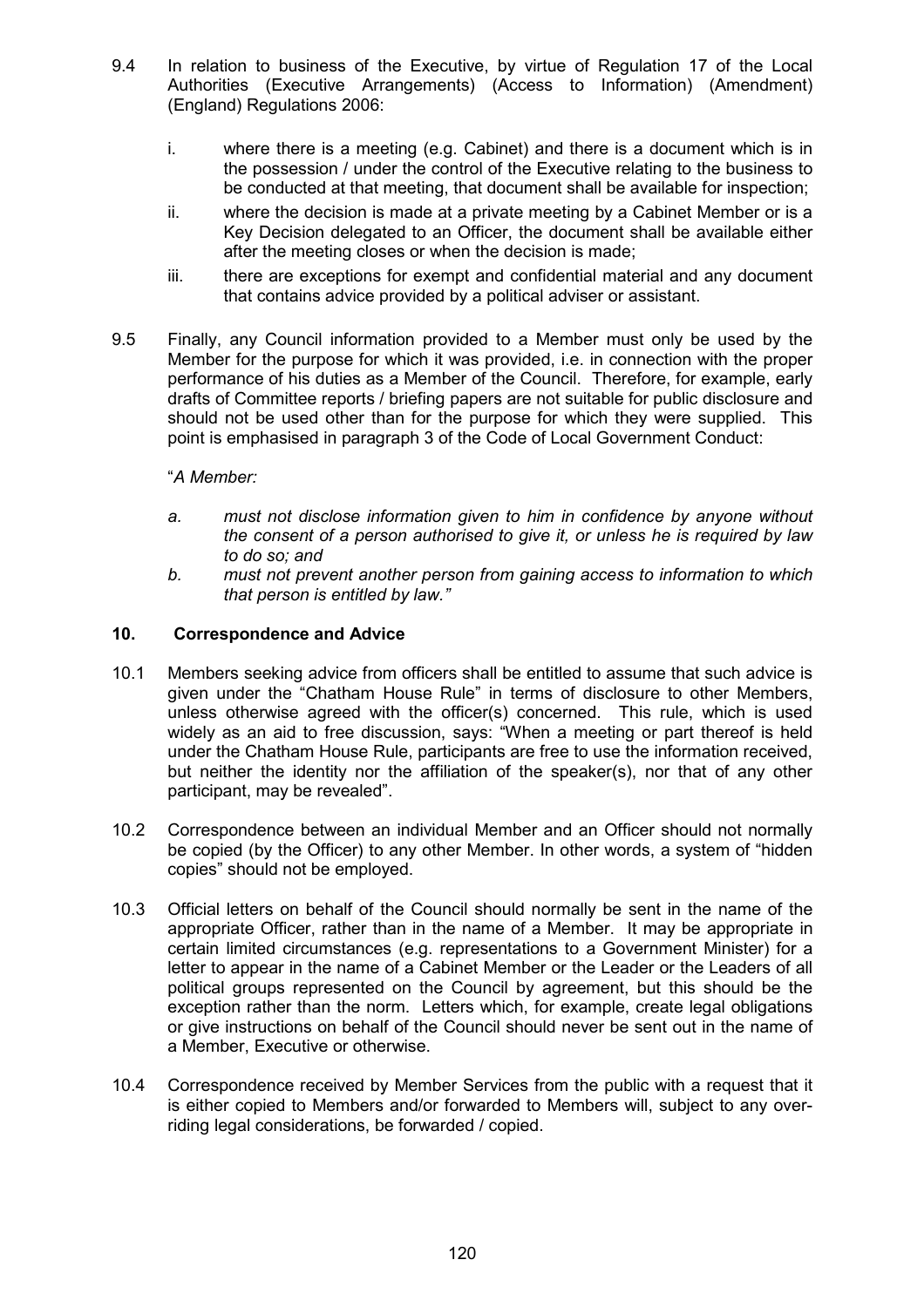9.4 In relation to business of the Executive, by virtue of Regulation 17 of the Local Authorities (Executive Arrangements) (Access to Information) (Amendment) (England) Regulations 2006:

  i. where there is a meeting (e.g. Cabinet) and there is a document which is in the possession / under the control of the Executive relating to the business to be conducted at that meeting, that document shall be available for inspection;
  ii. where the decision is made at a private meeting by a Cabinet Member or is a Key Decision delegated to an Officer, the document shall be available either after the meeting closes or when the decision is made;
  iii. there are exceptions for exempt and confidential material and any document that contains advice provided by a political adviser or assistant.

9.5 Finally, any Council information provided to a Member must only be used by the Member for the purpose for which it was provided, i.e. in connection with the proper performance of his duties as a Member of the Council. Therefore, for example, early drafts of Committee reports / briefing papers are not suitable for public disclosure and should not be used other than for the purpose for which they were supplied. This point is emphasised in paragraph 3 of the Code of Local Government Conduct:

"*A Member:*

  *a. must not disclose information given to him in confidence by anyone without the consent of a person authorised to give it, or unless he is required by law to do so; and*
  *b. must not prevent another person from gaining access to information to which that person is entitled by law."*

## 10. Correspondence and Advice

10.1 Members seeking advice from officers shall be entitled to assume that such advice is given under the "Chatham House Rule" in terms of disclosure to other Members, unless otherwise agreed with the officer(s) concerned. This rule, which is used widely as an aid to free discussion, says: "When a meeting or part thereof is held under the Chatham House Rule, participants are free to use the information received, but neither the identity nor the affiliation of the speaker(s), nor that of any other participant, may be revealed".

10.2 Correspondence between an individual Member and an Officer should not normally be copied (by the Officer) to any other Member. In other words, a system of "hidden copies" should not be employed.

10.3 Official letters on behalf of the Council should normally be sent in the name of the appropriate Officer, rather than in the name of a Member. It may be appropriate in certain limited circumstances (e.g. representations to a Government Minister) for a letter to appear in the name of a Cabinet Member or the Leader or the Leaders of all political groups represented on the Council by agreement, but this should be the exception rather than the norm. Letters which, for example, create legal obligations or give instructions on behalf of the Council should never be sent out in the name of a Member, Executive or otherwise.

10.4 Correspondence received by Member Services from the public with a request that it is either copied to Members and/or forwarded to Members will, subject to any over-riding legal considerations, be forwarded / copied.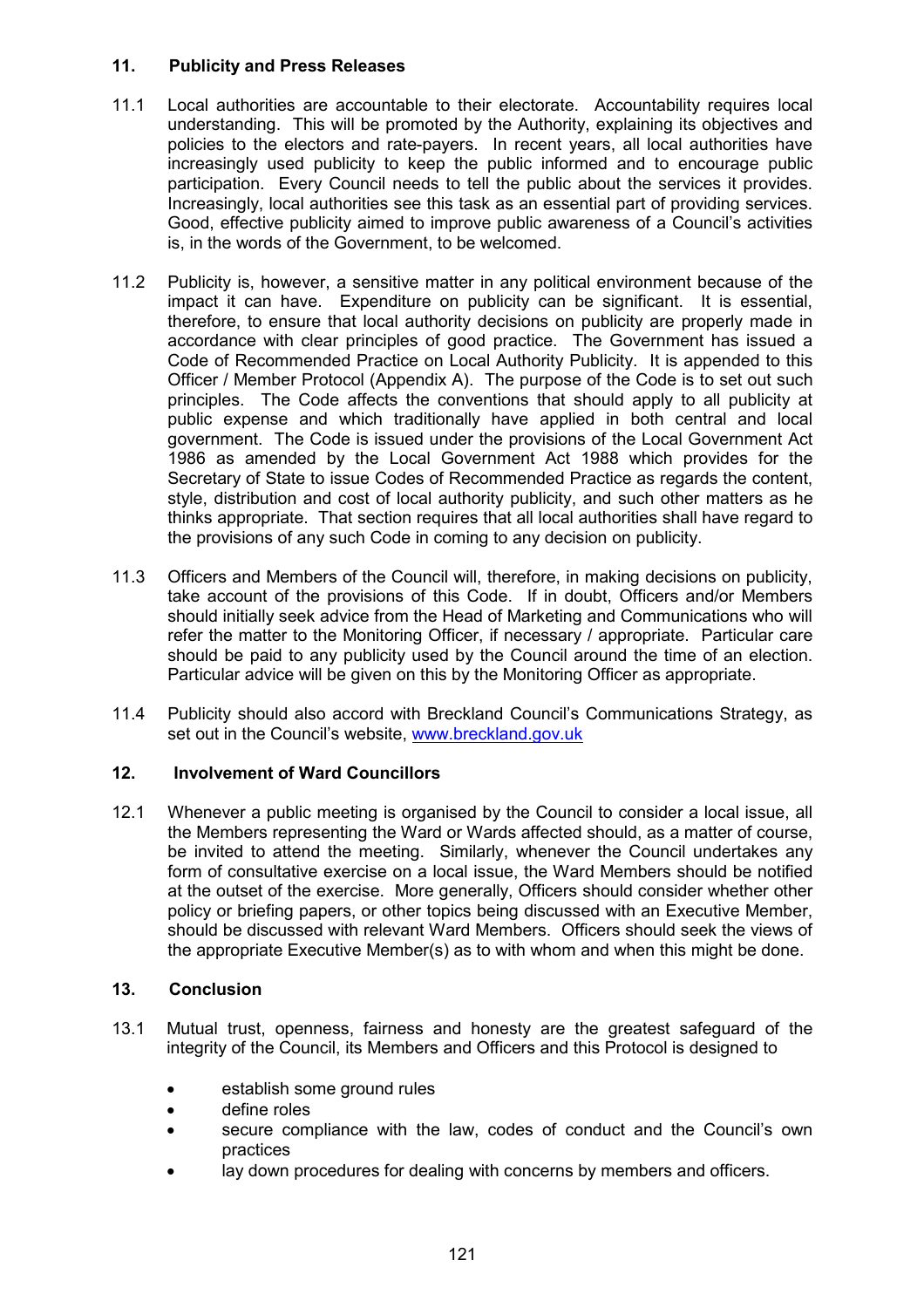## 11. Publicity and Press Releases

11.1 Local authorities are accountable to their electorate. Accountability requires local understanding. This will be promoted by the Authority, explaining its objectives and policies to the electors and rate-payers. In recent years, all local authorities have increasingly used publicity to keep the public informed and to encourage public participation. Every Council needs to tell the public about the services it provides. Increasingly, local authorities see this task as an essential part of providing services. Good, effective publicity aimed to improve public awareness of a Council's activities is, in the words of the Government, to be welcomed.

11.2 Publicity is, however, a sensitive matter in any political environment because of the impact it can have. Expenditure on publicity can be significant. It is essential, therefore, to ensure that local authority decisions on publicity are properly made in accordance with clear principles of good practice. The Government has issued a Code of Recommended Practice on Local Authority Publicity. It is appended to this Officer / Member Protocol (Appendix A). The purpose of the Code is to set out such principles. The Code affects the conventions that should apply to all publicity at public expense and which traditionally have applied in both central and local government. The Code is issued under the provisions of the Local Government Act 1986 as amended by the Local Government Act 1988 which provides for the Secretary of State to issue Codes of Recommended Practice as regards the content, style, distribution and cost of local authority publicity, and such other matters as he thinks appropriate. That section requires that all local authorities shall have regard to the provisions of any such Code in coming to any decision on publicity.

11.3 Officers and Members of the Council will, therefore, in making decisions on publicity, take account of the provisions of this Code. If in doubt, Officers and/or Members should initially seek advice from the Head of Marketing and Communications who will refer the matter to the Monitoring Officer, if necessary / appropriate. Particular care should be paid to any publicity used by the Council around the time of an election. Particular advice will be given on this by the Monitoring Officer as appropriate.

11.4 Publicity should also accord with Breckland Council's Communications Strategy, as set out in the Council's website, www.breckland.gov.uk

## 12. Involvement of Ward Councillors

12.1 Whenever a public meeting is organised by the Council to consider a local issue, all the Members representing the Ward or Wards affected should, as a matter of course, be invited to attend the meeting. Similarly, whenever the Council undertakes any form of consultative exercise on a local issue, the Ward Members should be notified at the outset of the exercise. More generally, Officers should consider whether other policy or briefing papers, or other topics being discussed with an Executive Member, should be discussed with relevant Ward Members. Officers should seek the views of the appropriate Executive Member(s) as to with whom and when this might be done.

## 13. Conclusion

13.1 Mutual trust, openness, fairness and honesty are the greatest safeguard of the integrity of the Council, its Members and Officers and this Protocol is designed to

- establish some ground rules
- define roles
- secure compliance with the law, codes of conduct and the Council's own practices
- lay down procedures for dealing with concerns by members and officers.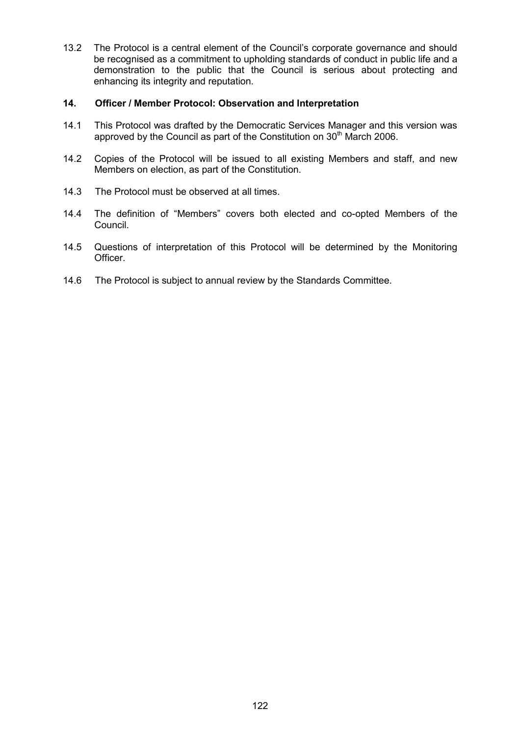13.2 The Protocol is a central element of the Council's corporate governance and should be recognised as a commitment to upholding standards of conduct in public life and a demonstration to the public that the Council is serious about protecting and enhancing its integrity and reputation.

## 14. Officer / Member Protocol: Observation and Interpretation

14.1 This Protocol was drafted by the Democratic Services Manager and this version was approved by the Council as part of the Constitution on 30th March 2006.

14.2 Copies of the Protocol will be issued to all existing Members and staff, and new Members on election, as part of the Constitution.

14.3 The Protocol must be observed at all times.

14.4 The definition of "Members" covers both elected and co-opted Members of the Council.

14.5 Questions of interpretation of this Protocol will be determined by the Monitoring Officer.

14.6 The Protocol is subject to annual review by the Standards Committee.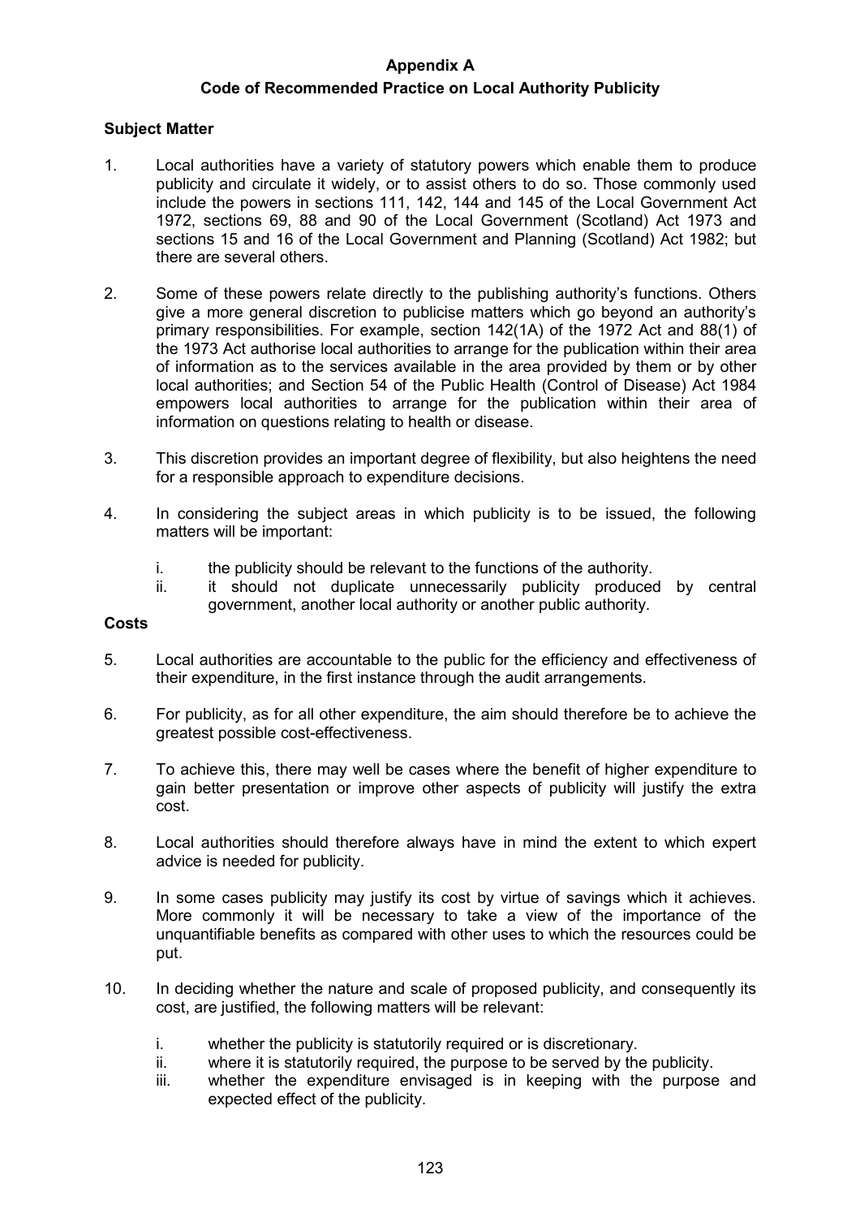**Appendix A**

**Code of Recommended Practice on Local Authority Publicity**

**Subject Matter**

1. Local authorities have a variety of statutory powers which enable them to produce publicity and circulate it widely, or to assist others to do so. Those commonly used include the powers in sections 111, 142, 144 and 145 of the Local Government Act 1972, sections 69, 88 and 90 of the Local Government (Scotland) Act 1973 and sections 15 and 16 of the Local Government and Planning (Scotland) Act 1982; but there are several others.

2. Some of these powers relate directly to the publishing authority's functions. Others give a more general discretion to publicise matters which go beyond an authority's primary responsibilities. For example, section 142(1A) of the 1972 Act and 88(1) of the 1973 Act authorise local authorities to arrange for the publication within their area of information as to the services available in the area provided by them or by other local authorities; and Section 54 of the Public Health (Control of Disease) Act 1984 empowers local authorities to arrange for the publication within their area of information on questions relating to health or disease.

3. This discretion provides an important degree of flexibility, but also heightens the need for a responsible approach to expenditure decisions.

4. In considering the subject areas in which publicity is to be issued, the following matters will be important:

   i. the publicity should be relevant to the functions of the authority.
   ii. it should not duplicate unnecessarily publicity produced by central government, another local authority or another public authority.

**Costs**

5. Local authorities are accountable to the public for the efficiency and effectiveness of their expenditure, in the first instance through the audit arrangements.

6. For publicity, as for all other expenditure, the aim should therefore be to achieve the greatest possible cost-effectiveness.

7. To achieve this, there may well be cases where the benefit of higher expenditure to gain better presentation or improve other aspects of publicity will justify the extra cost.

8. Local authorities should therefore always have in mind the extent to which expert advice is needed for publicity.

9. In some cases publicity may justify its cost by virtue of savings which it achieves. More commonly it will be necessary to take a view of the importance of the unquantifiable benefits as compared with other uses to which the resources could be put.

10. In deciding whether the nature and scale of proposed publicity, and consequently its cost, are justified, the following matters will be relevant:

    i. whether the publicity is statutorily required or is discretionary.
    ii. where it is statutorily required, the purpose to be served by the publicity.
    iii. whether the expenditure envisaged is in keeping with the purpose and expected effect of the publicity.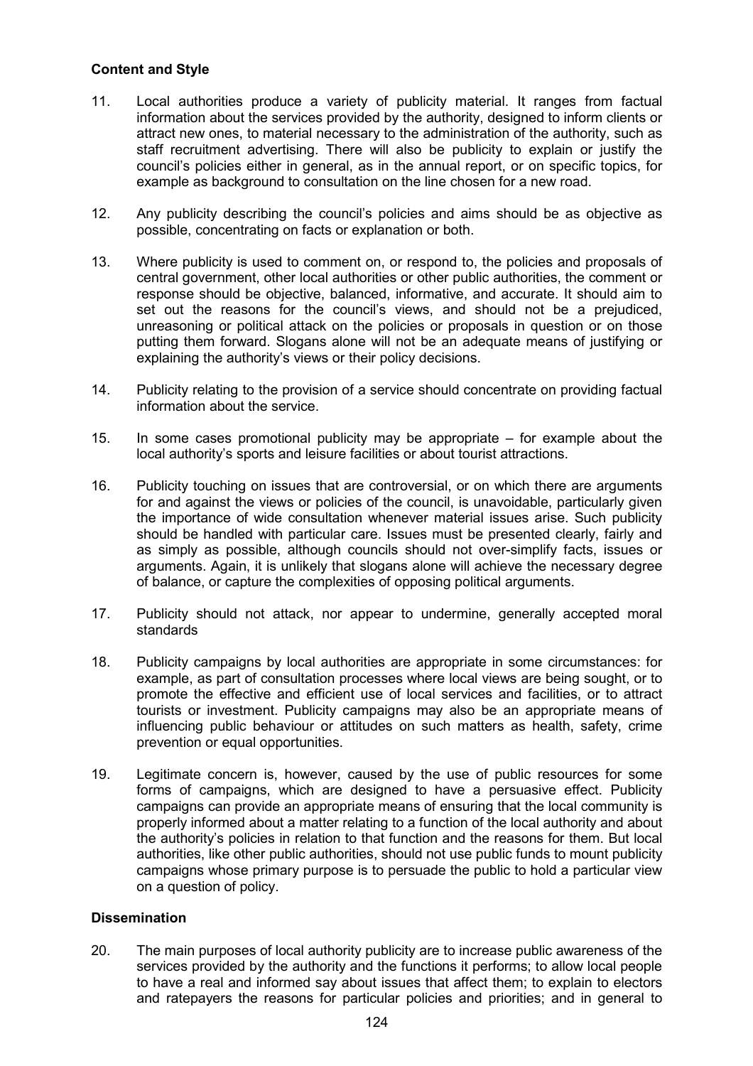**Content and Style**

11. Local authorities produce a variety of publicity material. It ranges from factual information about the services provided by the authority, designed to inform clients or attract new ones, to material necessary to the administration of the authority, such as staff recruitment advertising. There will also be publicity to explain or justify the council's policies either in general, as in the annual report, or on specific topics, for example as background to consultation on the line chosen for a new road.

12. Any publicity describing the council's policies and aims should be as objective as possible, concentrating on facts or explanation or both.

13. Where publicity is used to comment on, or respond to, the policies and proposals of central government, other local authorities or other public authorities, the comment or response should be objective, balanced, informative, and accurate. It should aim to set out the reasons for the council's views, and should not be a prejudiced, unreasoning or political attack on the policies or proposals in question or on those putting them forward. Slogans alone will not be an adequate means of justifying or explaining the authority's views or their policy decisions.

14. Publicity relating to the provision of a service should concentrate on providing factual information about the service.

15. In some cases promotional publicity may be appropriate – for example about the local authority's sports and leisure facilities or about tourist attractions.

16. Publicity touching on issues that are controversial, or on which there are arguments for and against the views or policies of the council, is unavoidable, particularly given the importance of wide consultation whenever material issues arise. Such publicity should be handled with particular care. Issues must be presented clearly, fairly and as simply as possible, although councils should not over-simplify facts, issues or arguments. Again, it is unlikely that slogans alone will achieve the necessary degree of balance, or capture the complexities of opposing political arguments.

17. Publicity should not attack, nor appear to undermine, generally accepted moral standards

18. Publicity campaigns by local authorities are appropriate in some circumstances: for example, as part of consultation processes where local views are being sought, or to promote the effective and efficient use of local services and facilities, or to attract tourists or investment. Publicity campaigns may also be an appropriate means of influencing public behaviour or attitudes on such matters as health, safety, crime prevention or equal opportunities.

19. Legitimate concern is, however, caused by the use of public resources for some forms of campaigns, which are designed to have a persuasive effect. Publicity campaigns can provide an appropriate means of ensuring that the local community is properly informed about a matter relating to a function of the local authority and about the authority's policies in relation to that function and the reasons for them. But local authorities, like other public authorities, should not use public funds to mount publicity campaigns whose primary purpose is to persuade the public to hold a particular view on a question of policy.

**Dissemination**

20. The main purposes of local authority publicity are to increase public awareness of the services provided by the authority and the functions it performs; to allow local people to have a real and informed say about issues that affect them; to explain to electors and ratepayers the reasons for particular policies and priorities; and in general to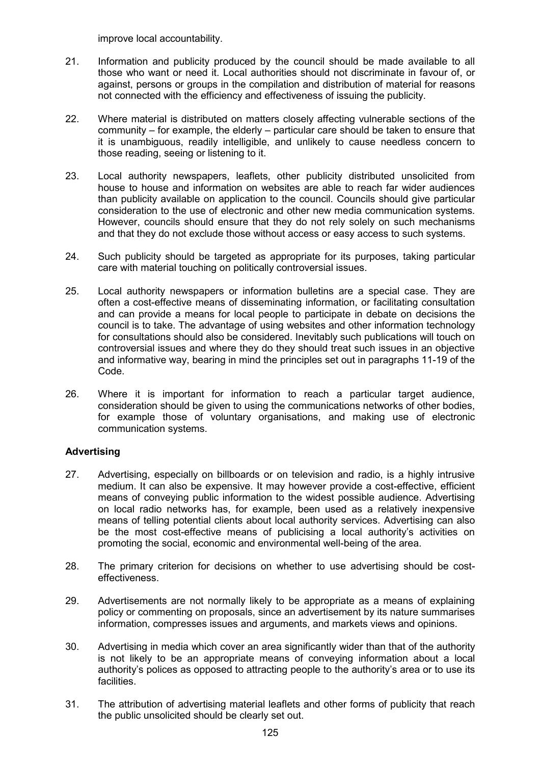improve local accountability.

21. Information and publicity produced by the council should be made available to all those who want or need it. Local authorities should not discriminate in favour of, or against, persons or groups in the compilation and distribution of material for reasons not connected with the efficiency and effectiveness of issuing the publicity.

22. Where material is distributed on matters closely affecting vulnerable sections of the community – for example, the elderly – particular care should be taken to ensure that it is unambiguous, readily intelligible, and unlikely to cause needless concern to those reading, seeing or listening to it.

23. Local authority newspapers, leaflets, other publicity distributed unsolicited from house to house and information on websites are able to reach far wider audiences than publicity available on application to the council. Councils should give particular consideration to the use of electronic and other new media communication systems. However, councils should ensure that they do not rely solely on such mechanisms and that they do not exclude those without access or easy access to such systems.

24. Such publicity should be targeted as appropriate for its purposes, taking particular care with material touching on politically controversial issues.

25. Local authority newspapers or information bulletins are a special case. They are often a cost-effective means of disseminating information, or facilitating consultation and can provide a means for local people to participate in debate on decisions the council is to take. The advantage of using websites and other information technology for consultations should also be considered. Inevitably such publications will touch on controversial issues and where they do they should treat such issues in an objective and informative way, bearing in mind the principles set out in paragraphs 11-19 of the Code.

26. Where it is important for information to reach a particular target audience, consideration should be given to using the communications networks of other bodies, for example those of voluntary organisations, and making use of electronic communication systems.

**Advertising**

27. Advertising, especially on billboards or on television and radio, is a highly intrusive medium. It can also be expensive. It may however provide a cost-effective, efficient means of conveying public information to the widest possible audience. Advertising on local radio networks has, for example, been used as a relatively inexpensive means of telling potential clients about local authority services. Advertising can also be the most cost-effective means of publicising a local authority's activities on promoting the social, economic and environmental well-being of the area.

28. The primary criterion for decisions on whether to use advertising should be cost-effectiveness.

29. Advertisements are not normally likely to be appropriate as a means of explaining policy or commenting on proposals, since an advertisement by its nature summarises information, compresses issues and arguments, and markets views and opinions.

30. Advertising in media which cover an area significantly wider than that of the authority is not likely to be an appropriate means of conveying information about a local authority's polices as opposed to attracting people to the authority's area or to use its facilities.

31. The attribution of advertising material leaflets and other forms of publicity that reach the public unsolicited should be clearly set out.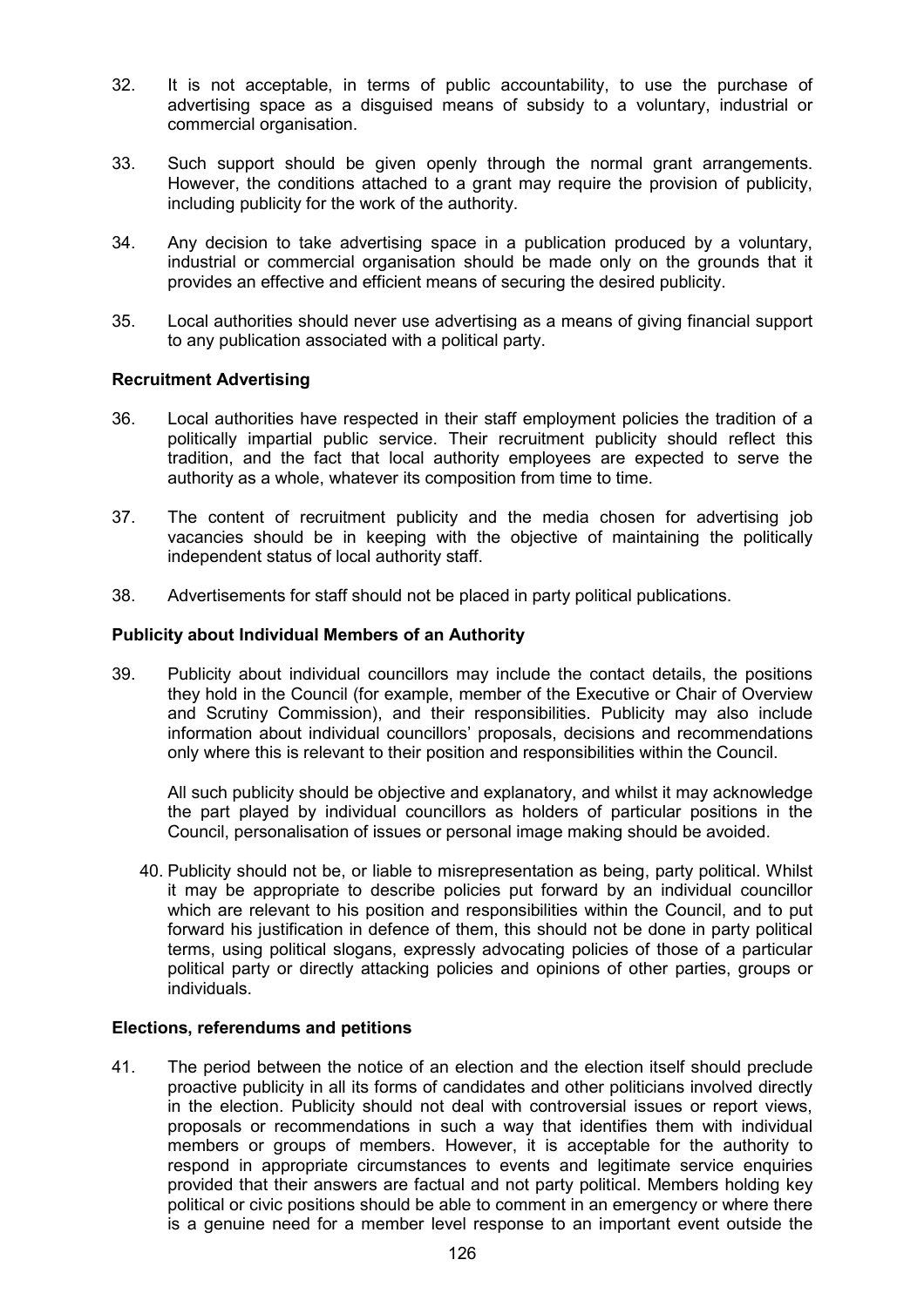32. It is not acceptable, in terms of public accountability, to use the purchase of advertising space as a disguised means of subsidy to a voluntary, industrial or commercial organisation.

33. Such support should be given openly through the normal grant arrangements. However, the conditions attached to a grant may require the provision of publicity, including publicity for the work of the authority.

34. Any decision to take advertising space in a publication produced by a voluntary, industrial or commercial organisation should be made only on the grounds that it provides an effective and efficient means of securing the desired publicity.

35. Local authorities should never use advertising as a means of giving financial support to any publication associated with a political party.

**Recruitment Advertising**

36. Local authorities have respected in their staff employment policies the tradition of a politically impartial public service. Their recruitment publicity should reflect this tradition, and the fact that local authority employees are expected to serve the authority as a whole, whatever its composition from time to time.

37. The content of recruitment publicity and the media chosen for advertising job vacancies should be in keeping with the objective of maintaining the politically independent status of local authority staff.

38. Advertisements for staff should not be placed in party political publications.

**Publicity about Individual Members of an Authority**

39. Publicity about individual councillors may include the contact details, the positions they hold in the Council (for example, member of the Executive or Chair of Overview and Scrutiny Commission), and their responsibilities. Publicity may also include information about individual councillors' proposals, decisions and recommendations only where this is relevant to their position and responsibilities within the Council.

    All such publicity should be objective and explanatory, and whilst it may acknowledge the part played by individual councillors as holders of particular positions in the Council, personalisation of issues or personal image making should be avoided.

40. Publicity should not be, or liable to misrepresentation as being, party political. Whilst it may be appropriate to describe policies put forward by an individual councillor which are relevant to his position and responsibilities within the Council, and to put forward his justification in defence of them, this should not be done in party political terms, using political slogans, expressly advocating policies of those of a particular political party or directly attacking policies and opinions of other parties, groups or individuals.

**Elections, referendums and petitions**

41. The period between the notice of an election and the election itself should preclude proactive publicity in all its forms of candidates and other politicians involved directly in the election. Publicity should not deal with controversial issues or report views, proposals or recommendations in such a way that identifies them with individual members or groups of members. However, it is acceptable for the authority to respond in appropriate circumstances to events and legitimate service enquiries provided that their answers are factual and not party political. Members holding key political or civic positions should be able to comment in an emergency or where there is a genuine need for a member level response to an important event outside the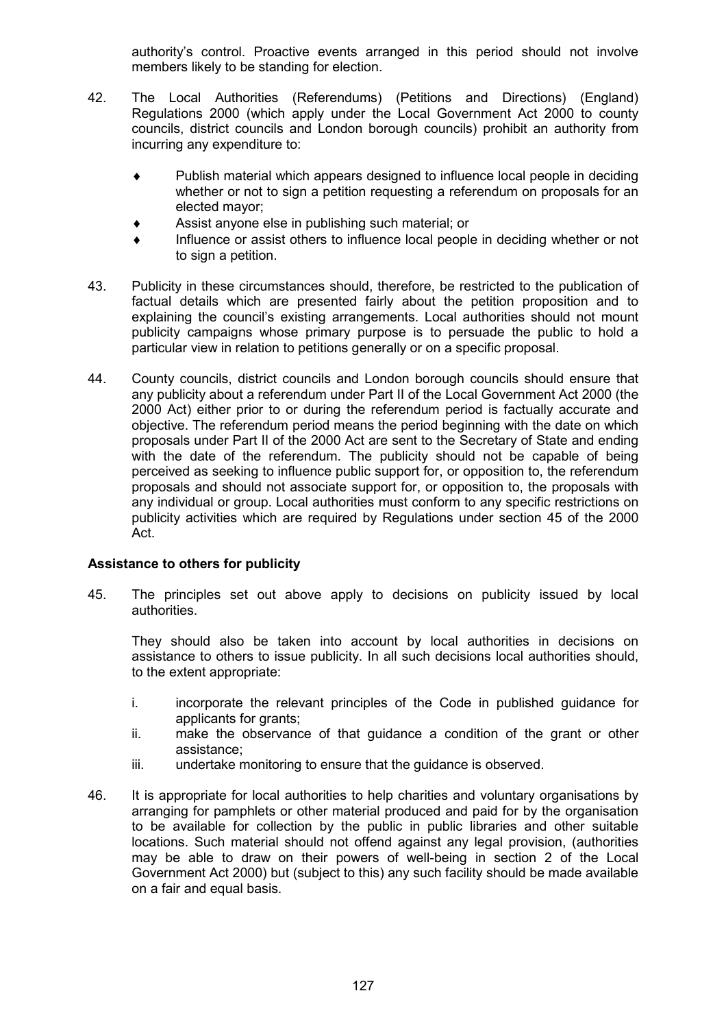authority's control. Proactive events arranged in this period should not involve members likely to be standing for election.

42. The Local Authorities (Referendums) (Petitions and Directions) (England) Regulations 2000 (which apply under the Local Government Act 2000 to county councils, district councils and London borough councils) prohibit an authority from incurring any expenditure to:

    - Publish material which appears designed to influence local people in deciding whether or not to sign a petition requesting a referendum on proposals for an elected mayor;
    - Assist anyone else in publishing such material; or
    - Influence or assist others to influence local people in deciding whether or not to sign a petition.

43. Publicity in these circumstances should, therefore, be restricted to the publication of factual details which are presented fairly about the petition proposition and to explaining the council's existing arrangements. Local authorities should not mount publicity campaigns whose primary purpose is to persuade the public to hold a particular view in relation to petitions generally or on a specific proposal.

44. County councils, district councils and London borough councils should ensure that any publicity about a referendum under Part II of the Local Government Act 2000 (the 2000 Act) either prior to or during the referendum period is factually accurate and objective. The referendum period means the period beginning with the date on which proposals under Part II of the 2000 Act are sent to the Secretary of State and ending with the date of the referendum. The publicity should not be capable of being perceived as seeking to influence public support for, or opposition to, the referendum proposals and should not associate support for, or opposition to, the proposals with any individual or group. Local authorities must conform to any specific restrictions on publicity activities which are required by Regulations under section 45 of the 2000 Act.

**Assistance to others for publicity**

45. The principles set out above apply to decisions on publicity issued by local authorities.

    They should also be taken into account by local authorities in decisions on assistance to others to issue publicity. In all such decisions local authorities should, to the extent appropriate:

    i. incorporate the relevant principles of the Code in published guidance for applicants for grants;
    ii. make the observance of that guidance a condition of the grant or other assistance;
    iii. undertake monitoring to ensure that the guidance is observed.

46. It is appropriate for local authorities to help charities and voluntary organisations by arranging for pamphlets or other material produced and paid for by the organisation to be available for collection by the public in public libraries and other suitable locations. Such material should not offend against any legal provision, (authorities may be able to draw on their powers of well-being in section 2 of the Local Government Act 2000) but (subject to this) any such facility should be made available on a fair and equal basis.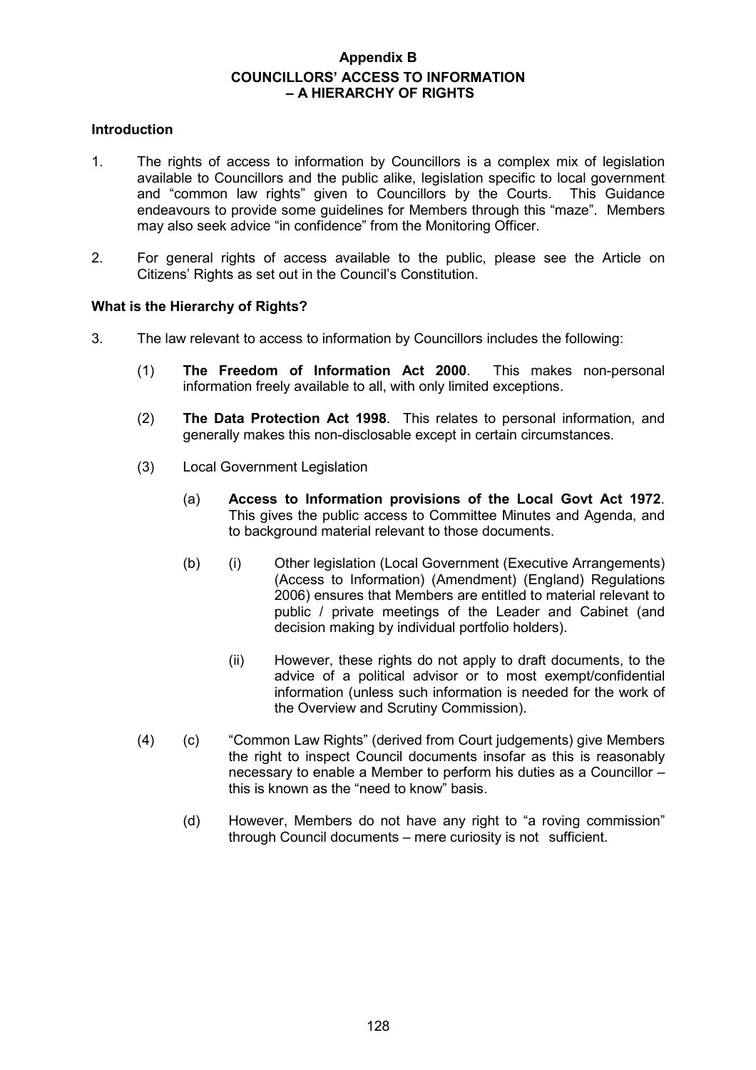**Appendix B**

**COUNCILLORS' ACCESS TO INFORMATION – A HIERARCHY OF RIGHTS**

**Introduction**

1. The rights of access to information by Councillors is a complex mix of legislation available to Councillors and the public alike, legislation specific to local government and "common law rights" given to Councillors by the Courts. This Guidance endeavours to provide some guidelines for Members through this "maze". Members may also seek advice "in confidence" from the Monitoring Officer.

2. For general rights of access available to the public, please see the Article on Citizens' Rights as set out in the Council's Constitution.

**What is the Hierarchy of Rights?**

3. The law relevant to access to information by Councillors includes the following:

   (1) **The Freedom of Information Act 2000**. This makes non-personal information freely available to all, with only limited exceptions.

   (2) **The Data Protection Act 1998**. This relates to personal information, and generally makes this non-disclosable except in certain circumstances.

   (3) Local Government Legislation

      (a) **Access to Information provisions of the Local Govt Act 1972**. This gives the public access to Committee Minutes and Agenda, and to background material relevant to those documents.

      (b) (i) Other legislation (Local Government (Executive Arrangements) (Access to Information) (Amendment) (England) Regulations 2006) ensures that Members are entitled to material relevant to public / private meetings of the Leader and Cabinet (and decision making by individual portfolio holders).

         (ii) However, these rights do not apply to draft documents, to the advice of a political advisor or to most exempt/confidential information (unless such information is needed for the work of the Overview and Scrutiny Commission).

   (4) (c) "Common Law Rights" (derived from Court judgements) give Members the right to inspect Council documents insofar as this is reasonably necessary to enable a Member to perform his duties as a Councillor – this is known as the "need to know" basis.

      (d) However, Members do not have any right to "a roving commission" through Council documents – mere curiosity is not sufficient.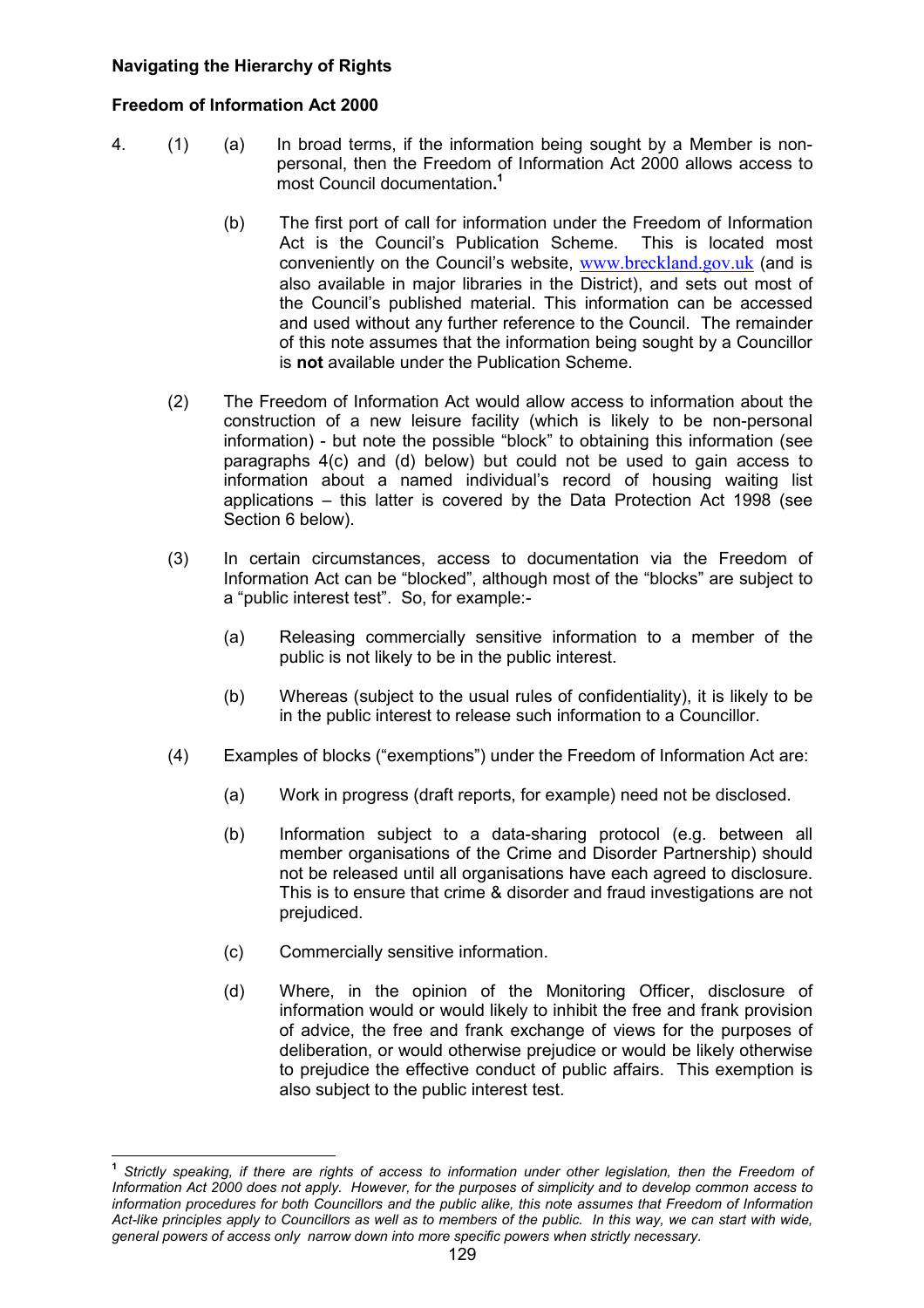**Navigating the Hierarchy of Rights**

**Freedom of Information Act 2000**

4. (1) (a) In broad terms, if the information being sought by a Member is non-personal, then the Freedom of Information Act 2000 allows access to most Council documentation**.**[1]

   (b) The first port of call for information under the Freedom of Information Act is the Council's Publication Scheme. This is located most conveniently on the Council's website, www.breckland.gov.uk (and is also available in major libraries in the District), and sets out most of the Council's published material. This information can be accessed and used without any further reference to the Council. The remainder of this note assumes that the information being sought by a Councillor is **not** available under the Publication Scheme.

(2) The Freedom of Information Act would allow access to information about the construction of a new leisure facility (which is likely to be non-personal information) - but note the possible "block" to obtaining this information (see paragraphs 4(c) and (d) below) but could not be used to gain access to information about a named individual's record of housing waiting list applications – this latter is covered by the Data Protection Act 1998 (see Section 6 below).

(3) In certain circumstances, access to documentation via the Freedom of Information Act can be "blocked", although most of the "blocks" are subject to a "public interest test". So, for example:-

   (a) Releasing commercially sensitive information to a member of the public is not likely to be in the public interest.

   (b) Whereas (subject to the usual rules of confidentiality), it is likely to be in the public interest to release such information to a Councillor.

(4) Examples of blocks ("exemptions") under the Freedom of Information Act are:

   (a) Work in progress (draft reports, for example) need not be disclosed.

   (b) Information subject to a data-sharing protocol (e.g. between all member organisations of the Crime and Disorder Partnership) should not be released until all organisations have each agreed to disclosure. This is to ensure that crime & disorder and fraud investigations are not prejudiced.

   (c) Commercially sensitive information.

   (d) Where, in the opinion of the Monitoring Officer, disclosure of information would or would likely to inhibit the free and frank provision of advice, the free and frank exchange of views for the purposes of deliberation, or would otherwise prejudice or would be likely otherwise to prejudice the effective conduct of public affairs. This exemption is also subject to the public interest test.

---

[1] *Strictly speaking, if there are rights of access to information under other legislation, then the Freedom of Information Act 2000 does not apply. However, for the purposes of simplicity and to develop common access to information procedures for both Councillors and the public alike, this note assumes that Freedom of Information Act-like principles apply to Councillors as well as to members of the public. In this way, we can start with wide, general powers of access only narrow down into more specific powers when strictly necessary.*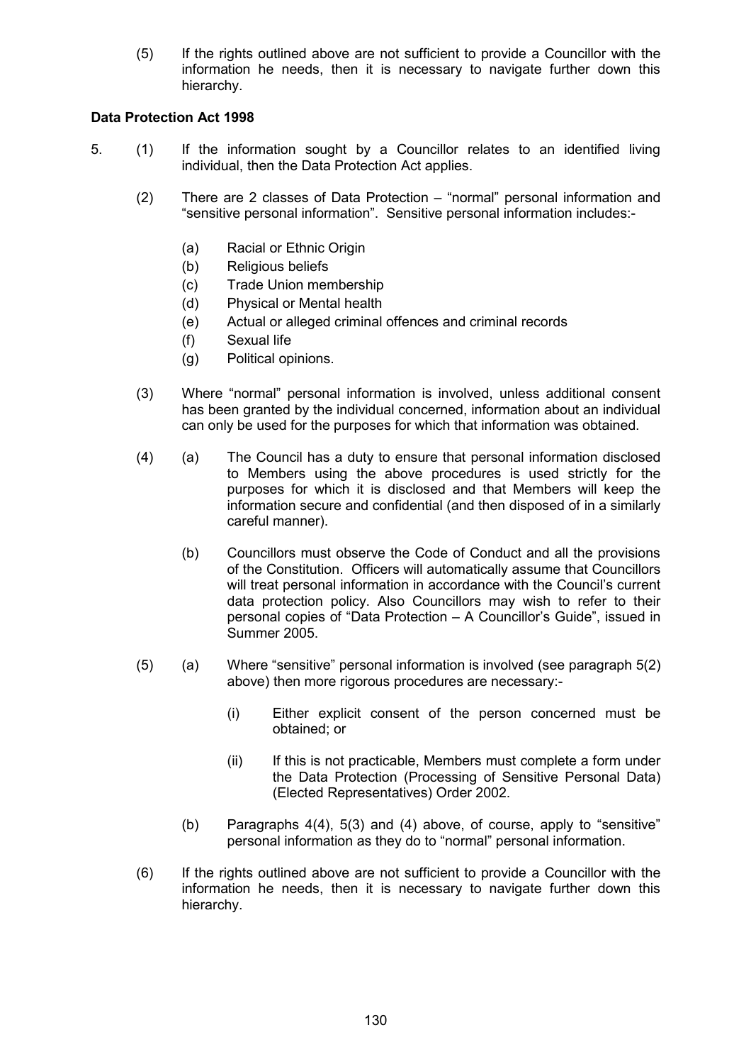(5) If the rights outlined above are not sufficient to provide a Councillor with the information he needs, then it is necessary to navigate further down this hierarchy.

**Data Protection Act 1998**

5. (1) If the information sought by a Councillor relates to an identified living individual, then the Data Protection Act applies.

   (2) There are 2 classes of Data Protection – "normal" personal information and "sensitive personal information". Sensitive personal information includes:-

   (a) Racial or Ethnic Origin
   (b) Religious beliefs
   (c) Trade Union membership
   (d) Physical or Mental health
   (e) Actual or alleged criminal offences and criminal records
   (f) Sexual life
   (g) Political opinions.

   (3) Where "normal" personal information is involved, unless additional consent has been granted by the individual concerned, information about an individual can only be used for the purposes for which that information was obtained.

   (4) (a) The Council has a duty to ensure that personal information disclosed to Members using the above procedures is used strictly for the purposes for which it is disclosed and that Members will keep the information secure and confidential (and then disposed of in a similarly careful manner).

   (b) Councillors must observe the Code of Conduct and all the provisions of the Constitution. Officers will automatically assume that Councillors will treat personal information in accordance with the Council's current data protection policy. Also Councillors may wish to refer to their personal copies of "Data Protection – A Councillor's Guide", issued in Summer 2005.

   (5) (a) Where "sensitive" personal information is involved (see paragraph 5(2) above) then more rigorous procedures are necessary:-

   (i) Either explicit consent of the person concerned must be obtained; or

   (ii) If this is not practicable, Members must complete a form under the Data Protection (Processing of Sensitive Personal Data) (Elected Representatives) Order 2002.

   (b) Paragraphs 4(4), 5(3) and (4) above, of course, apply to "sensitive" personal information as they do to "normal" personal information.

   (6) If the rights outlined above are not sufficient to provide a Councillor with the information he needs, then it is necessary to navigate further down this hierarchy.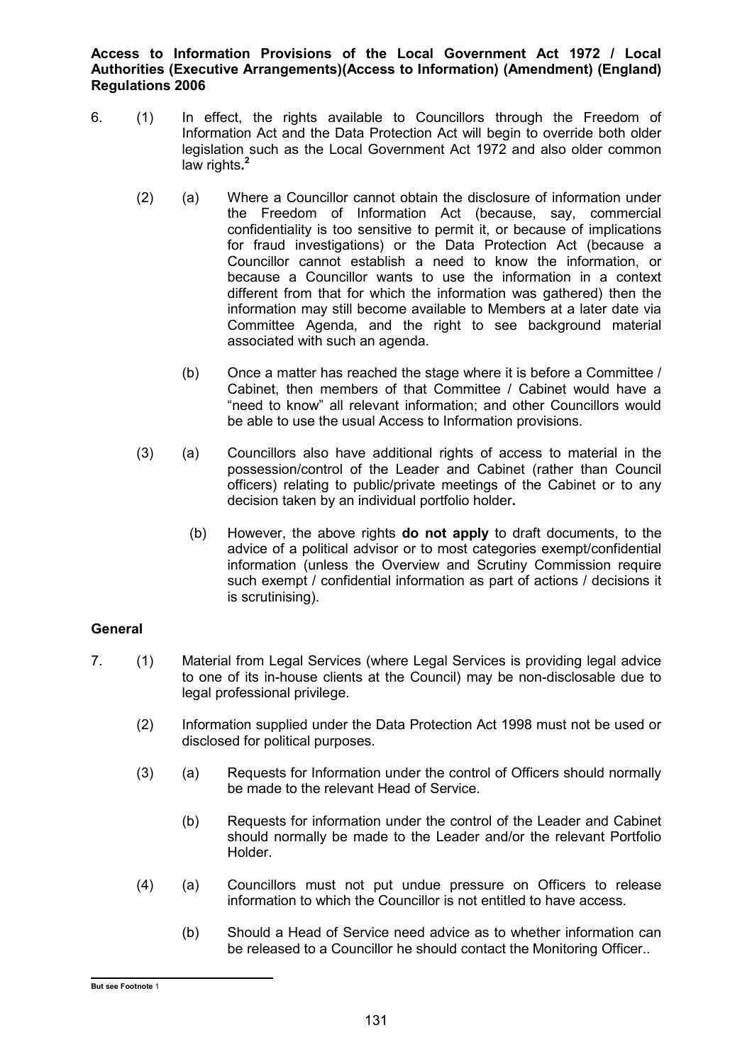**Access to Information Provisions of the Local Government Act 1972 / Local Authorities (Executive Arrangements)(Access to Information) (Amendment) (England) Regulations 2006**

6. (1) In effect, the rights available to Councillors through the Freedom of Information Act and the Data Protection Act will begin to override both older legislation such as the Local Government Act 1972 and also older common law rights.[2]

   (2) (a) Where a Councillor cannot obtain the disclosure of information under the Freedom of Information Act (because, say, commercial confidentiality is too sensitive to permit it, or because of implications for fraud investigations) or the Data Protection Act (because a Councillor cannot establish a need to know the information, or because a Councillor wants to use the information in a context different from that for which the information was gathered) then the information may still become available to Members at a later date via Committee Agenda, and the right to see background material associated with such an agenda.

   (b) Once a matter has reached the stage where it is before a Committee / Cabinet, then members of that Committee / Cabinet would have a "need to know" all relevant information; and other Councillors would be able to use the usual Access to Information provisions.

   (3) (a) Councillors also have additional rights of access to material in the possession/control of the Leader and Cabinet (rather than Council officers) relating to public/private meetings of the Cabinet or to any decision taken by an individual portfolio holder**.**

   (b) However, the above rights **do not apply** to draft documents, to the advice of a political advisor or to most categories exempt/confidential information (unless the Overview and Scrutiny Commission require such exempt / confidential information as part of actions / decisions it is scrutinising).

**General**

7. (1) Material from Legal Services (where Legal Services is providing legal advice to one of its in-house clients at the Council) may be non-disclosable due to legal professional privilege.

   (2) Information supplied under the Data Protection Act 1998 must not be used or disclosed for political purposes.

   (3) (a) Requests for Information under the control of Officers should normally be made to the relevant Head of Service.

   (b) Requests for information under the control of the Leader and Cabinet should normally be made to the Leader and/or the relevant Portfolio Holder.

   (4) (a) Councillors must not put undue pressure on Officers to release information to which the Councillor is not entitled to have access.

   (b) Should a Head of Service need advice as to whether information can be released to a Councillor he should contact the Monitoring Officer..

---

**But see Footnote** 1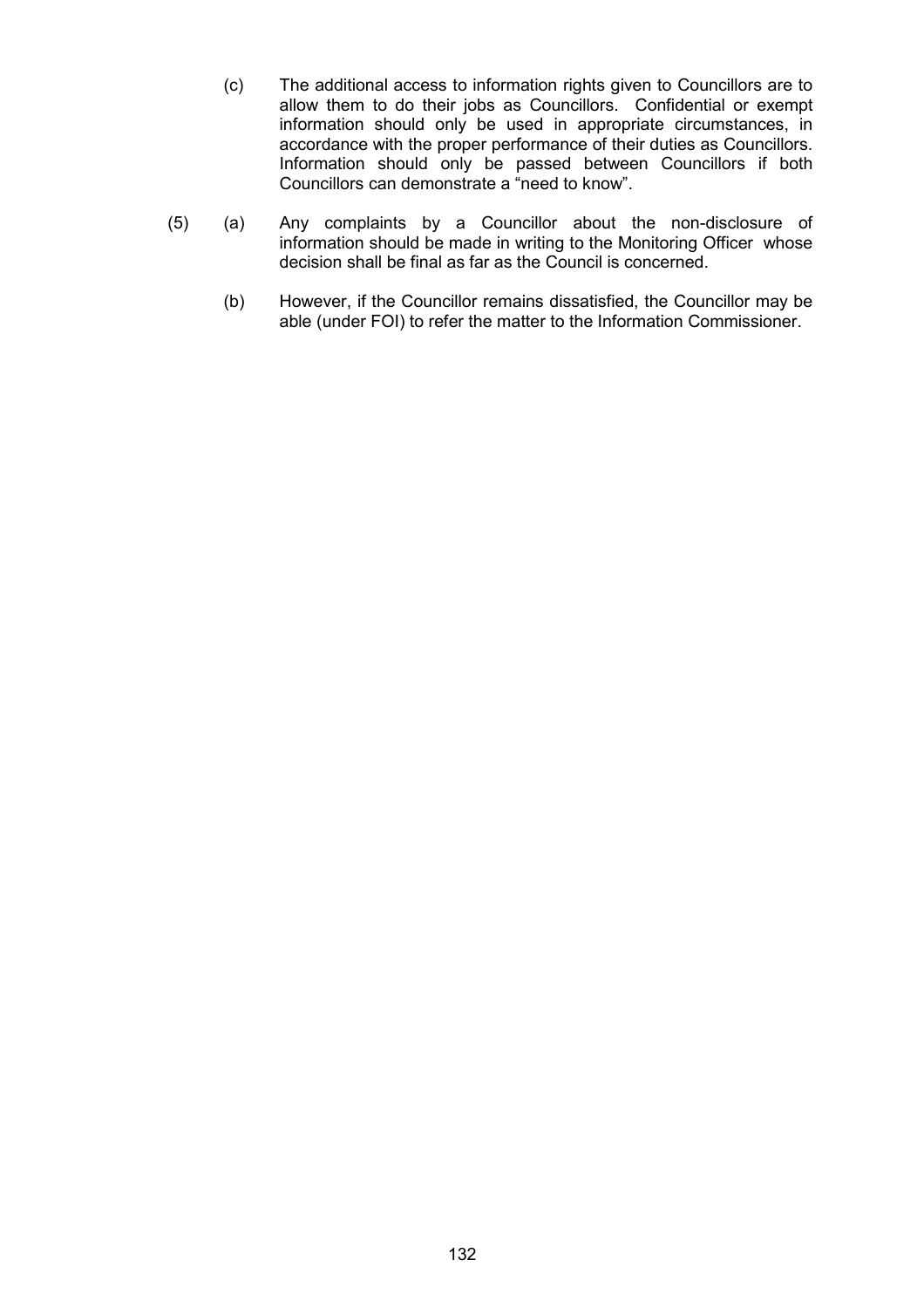(c) The additional access to information rights given to Councillors are to allow them to do their jobs as Councillors. Confidential or exempt information should only be used in appropriate circumstances, in accordance with the proper performance of their duties as Councillors. Information should only be passed between Councillors if both Councillors can demonstrate a "need to know".

(5) (a) Any complaints by a Councillor about the non-disclosure of information should be made in writing to the Monitoring Officer whose decision shall be final as far as the Council is concerned.

(b) However, if the Councillor remains dissatisfied, the Councillor may be able (under FOI) to refer the matter to the Information Commissioner.